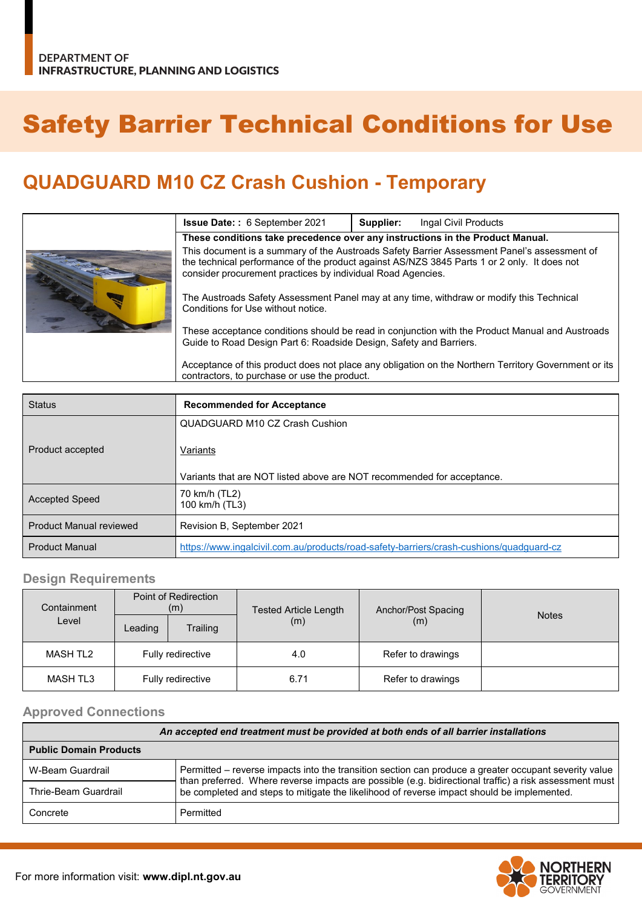DEPARTMENT OF
INFRASTRUCTURE, PLANNING AND LOGISTICS

# Safety Barrier Technical Conditions for Use

## QUADGUARD M10 CZ Crash Cushion - Temporary

| | |
|---|---|
| **Issue Date: :** 6 September 2021 | **Supplier:** Ingal Civil Products |

**These conditions take precedence over any instructions in the Product Manual.**

This document is a summary of the Austroads Safety Barrier Assessment Panel's assessment of the technical performance of the product against AS/NZS 3845 Parts 1 or 2 only. It does not consider procurement practices by individual Road Agencies.

The Austroads Safety Assessment Panel may at any time, withdraw or modify this Technical Conditions for Use without notice.

These acceptance conditions should be read in conjunction with the Product Manual and Austroads Guide to Road Design Part 6: Roadside Design, Safety and Barriers.

Acceptance of this product does not place any obligation on the Northern Territory Government or its contractors, to purchase or use the product.

| Status | **Recommended for Acceptance** |
|---|---|
| Product accepted | QUADGUARD M10 CZ Crash Cushion<br><br>Variants<br><br>Variants that are NOT listed above are NOT recommended for acceptance. |
| Accepted Speed | 70 km/h (TL2)<br>100 km/h (TL3) |
| Product Manual reviewed | Revision B, September 2021 |
| Product Manual | https://www.ingalcivil.com.au/products/road-safety-barriers/crash-cushions/quadguard-cz |

### Design Requirements

| Containment Level | Point of Redirection (m) | | Tested Article Length (m) | Anchor/Post Spacing (m) | Notes |
|---|---|---|---|---|---|
| | Leading | Trailing | | | |
| MASH TL2 | Fully redirective | | 4.0 | Refer to drawings | |
| MASH TL3 | Fully redirective | | 6.71 | Refer to drawings | |

### Approved Connections

| *An accepted end treatment must be provided at both ends of all barrier installations* | |
|---|---|
| **Public Domain Products** | |
| W-Beam Guardrail | Permitted – reverse impacts into the transition section can produce a greater occupant severity value than preferred. Where reverse impacts are possible (e.g. bidirectional traffic) a risk assessment must be completed and steps to mitigate the likelihood of reverse impact should be implemented. |
| Thrie-Beam Guardrail | |
| Concrete | Permitted |

For more information visit: **www.dipl.nt.gov.au**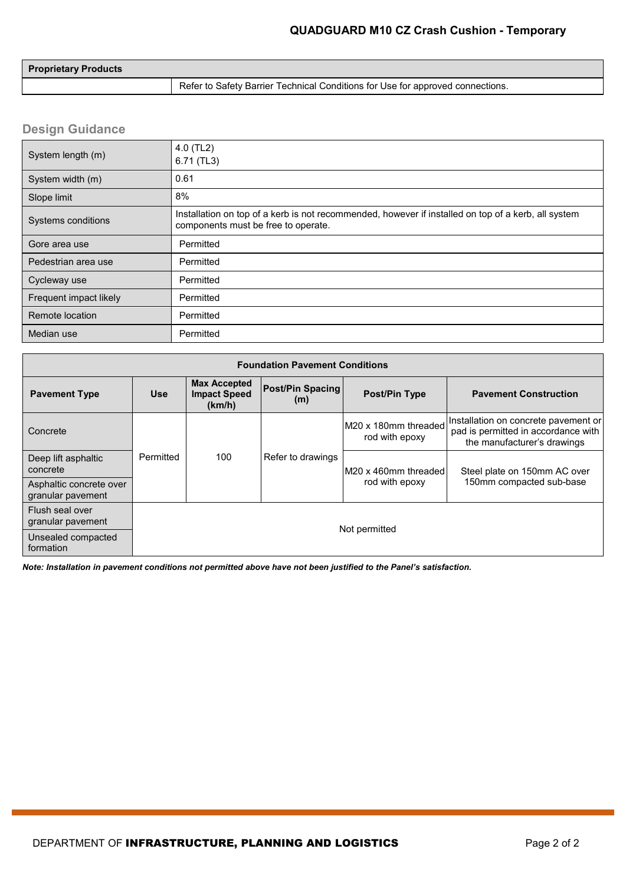## QUADGUARD M10 CZ Crash Cushion - Temporary

| Proprietary Products | |
|---|---|
| | Refer to Safety Barrier Technical Conditions for Use for approved connections. |

## Design Guidance

| | |
|---|---|
| System length (m) | 4.0 (TL2)<br>6.71 (TL3) |
| System width (m) | 0.61 |
| Slope limit | 8% |
| Systems conditions | Installation on top of a kerb is not recommended, however if installed on top of a kerb, all system components must be free to operate. |
| Gore area use | Permitted |
| Pedestrian area use | Permitted |
| Cycleway use | Permitted |
| Frequent impact likely | Permitted |
| Remote location | Permitted |
| Median use | Permitted |

| Foundation Pavement Conditions | | | | | |
|---|---|---|---|---|---|
| **Pavement Type** | **Use** | **Max Accepted Impact Speed (km/h)** | **Post/Pin Spacing (m)** | **Post/Pin Type** | **Pavement Construction** |
| Concrete | Permitted | 100 | Refer to drawings | M20 x 180mm threaded rod with epoxy | Installation on concrete pavement or pad is permitted in accordance with the manufacturer's drawings |
| Deep lift asphaltic concrete | Permitted | 100 | Refer to drawings | M20 x 460mm threaded rod with epoxy | Steel plate on 150mm AC over 150mm compacted sub-base |
| Asphaltic concrete over granular pavement | Permitted | 100 | Refer to drawings | M20 x 460mm threaded rod with epoxy | Steel plate on 150mm AC over 150mm compacted sub-base |
| Flush seal over granular pavement | Not permitted | | | | |
| Unsealed compacted formation | Not permitted | | | | |

***Note: Installation in pavement conditions not permitted above have not been justified to the Panel's satisfaction.***